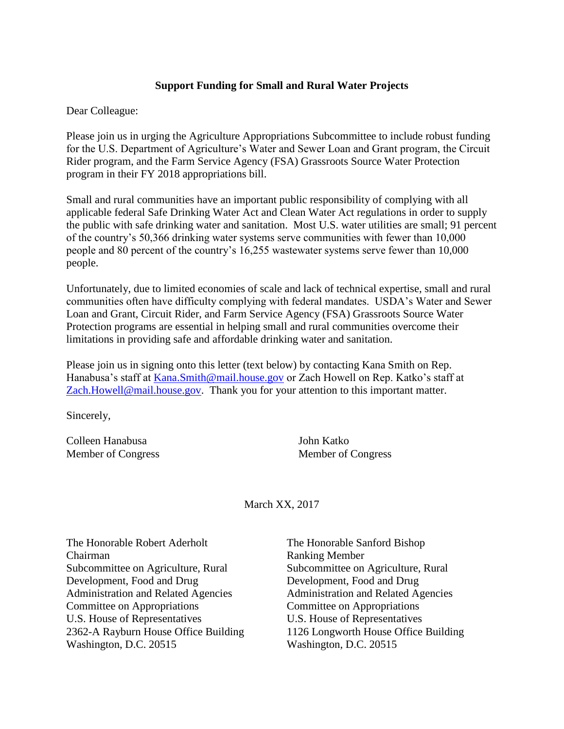**Support Funding for Small and Rural Water Projects**

Dear Colleague:

Please join us in urging the Agriculture Appropriations Subcommittee to include robust funding for the U.S. Department of Agriculture's Water and Sewer Loan and Grant program, the Circuit Rider program, and the Farm Service Agency (FSA) Grassroots Source Water Protection program in their FY 2018 appropriations bill.

Small and rural communities have an important public responsibility of complying with all applicable federal Safe Drinking Water Act and Clean Water Act regulations in order to supply the public with safe drinking water and sanitation. Most U.S. water utilities are small; 91 percent of the country's 50,366 drinking water systems serve communities with fewer than 10,000 people and 80 percent of the country's 16,255 wastewater systems serve fewer than 10,000 people.

Unfortunately, due to limited economies of scale and lack of technical expertise, small and rural communities often have difficulty complying with federal mandates. USDA's Water and Sewer Loan and Grant, Circuit Rider, and Farm Service Agency (FSA) Grassroots Source Water Protection programs are essential in helping small and rural communities overcome their limitations in providing safe and affordable drinking water and sanitation.

Please join us in signing onto this letter (text below) by contacting Kana Smith on Rep. Hanabusa's staff at Kana.Smith@mail.house.gov or Zach Howell on Rep. Katko's staff at Zach.Howell@mail.house.gov. Thank you for your attention to this important matter.

Sincerely,

Colleen Hanabusa
Member of Congress

John Katko
Member of Congress

March XX, 2017

The Honorable Robert Aderholt
Chairman
Subcommittee on Agriculture, Rural Development, Food and Drug Administration and Related Agencies
Committee on Appropriations
U.S. House of Representatives
2362-A Rayburn House Office Building
Washington, D.C. 20515

The Honorable Sanford Bishop
Ranking Member
Subcommittee on Agriculture, Rural Development, Food and Drug Administration and Related Agencies
Committee on Appropriations
U.S. House of Representatives
1126 Longworth House Office Building
Washington, D.C. 20515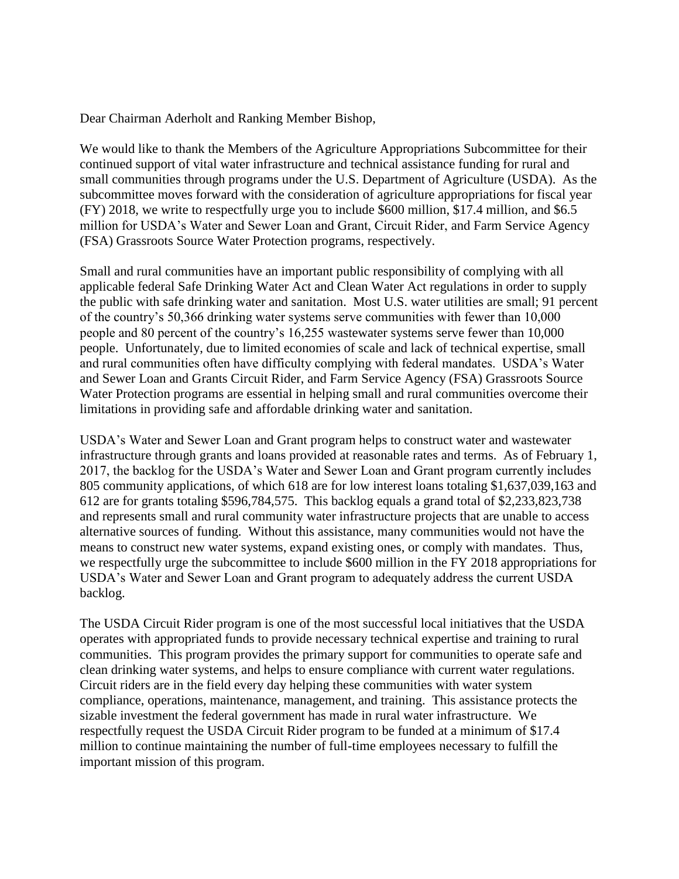Dear Chairman Aderholt and Ranking Member Bishop,

We would like to thank the Members of the Agriculture Appropriations Subcommittee for their continued support of vital water infrastructure and technical assistance funding for rural and small communities through programs under the U.S. Department of Agriculture (USDA). As the subcommittee moves forward with the consideration of agriculture appropriations for fiscal year (FY) 2018, we write to respectfully urge you to include $600 million, $17.4 million, and $6.5 million for USDA's Water and Sewer Loan and Grant, Circuit Rider, and Farm Service Agency (FSA) Grassroots Source Water Protection programs, respectively.

Small and rural communities have an important public responsibility of complying with all applicable federal Safe Drinking Water Act and Clean Water Act regulations in order to supply the public with safe drinking water and sanitation. Most U.S. water utilities are small; 91 percent of the country's 50,366 drinking water systems serve communities with fewer than 10,000 people and 80 percent of the country's 16,255 wastewater systems serve fewer than 10,000 people. Unfortunately, due to limited economies of scale and lack of technical expertise, small and rural communities often have difficulty complying with federal mandates. USDA's Water and Sewer Loan and Grants Circuit Rider, and Farm Service Agency (FSA) Grassroots Source Water Protection programs are essential in helping small and rural communities overcome their limitations in providing safe and affordable drinking water and sanitation.

USDA's Water and Sewer Loan and Grant program helps to construct water and wastewater infrastructure through grants and loans provided at reasonable rates and terms. As of February 1, 2017, the backlog for the USDA's Water and Sewer Loan and Grant program currently includes 805 community applications, of which 618 are for low interest loans totaling $1,637,039,163 and 612 are for grants totaling $596,784,575. This backlog equals a grand total of $2,233,823,738 and represents small and rural community water infrastructure projects that are unable to access alternative sources of funding. Without this assistance, many communities would not have the means to construct new water systems, expand existing ones, or comply with mandates. Thus, we respectfully urge the subcommittee to include $600 million in the FY 2018 appropriations for USDA's Water and Sewer Loan and Grant program to adequately address the current USDA backlog.

The USDA Circuit Rider program is one of the most successful local initiatives that the USDA operates with appropriated funds to provide necessary technical expertise and training to rural communities. This program provides the primary support for communities to operate safe and clean drinking water systems, and helps to ensure compliance with current water regulations. Circuit riders are in the field every day helping these communities with water system compliance, operations, maintenance, management, and training. This assistance protects the sizable investment the federal government has made in rural water infrastructure. We respectfully request the USDA Circuit Rider program to be funded at a minimum of $17.4 million to continue maintaining the number of full-time employees necessary to fulfill the important mission of this program.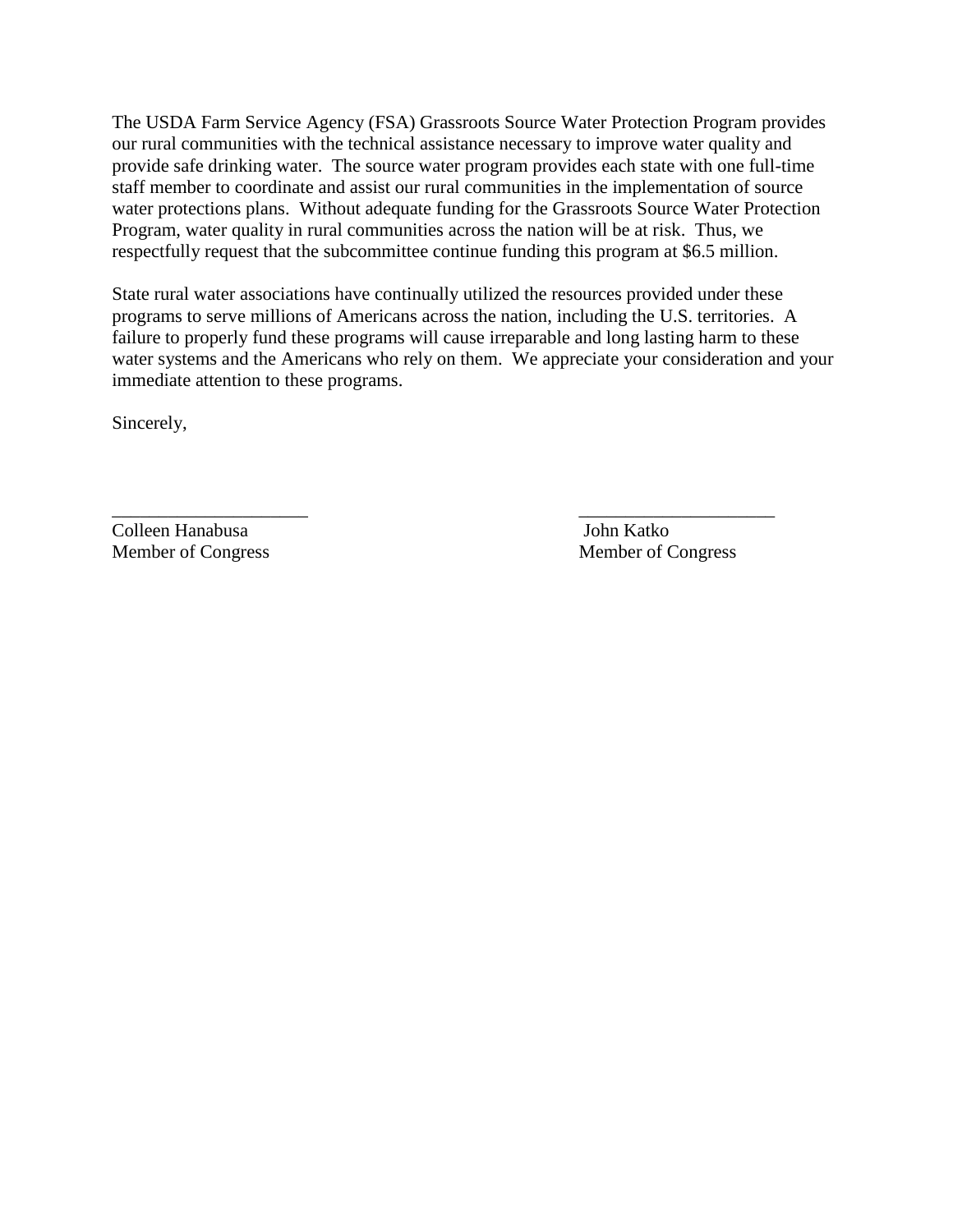The USDA Farm Service Agency (FSA) Grassroots Source Water Protection Program provides our rural communities with the technical assistance necessary to improve water quality and provide safe drinking water. The source water program provides each state with one full-time staff member to coordinate and assist our rural communities in the implementation of source water protections plans. Without adequate funding for the Grassroots Source Water Protection Program, water quality in rural communities across the nation will be at risk. Thus, we respectfully request that the subcommittee continue funding this program at $6.5 million.

State rural water associations have continually utilized the resources provided under these programs to serve millions of Americans across the nation, including the U.S. territories. A failure to properly fund these programs will cause irreparable and long lasting harm to these water systems and the Americans who rely on them. We appreciate your consideration and your immediate attention to these programs.

Sincerely,

_____________________

Colleen Hanabusa
Member of Congress

_____________________

John Katko
Member of Congress